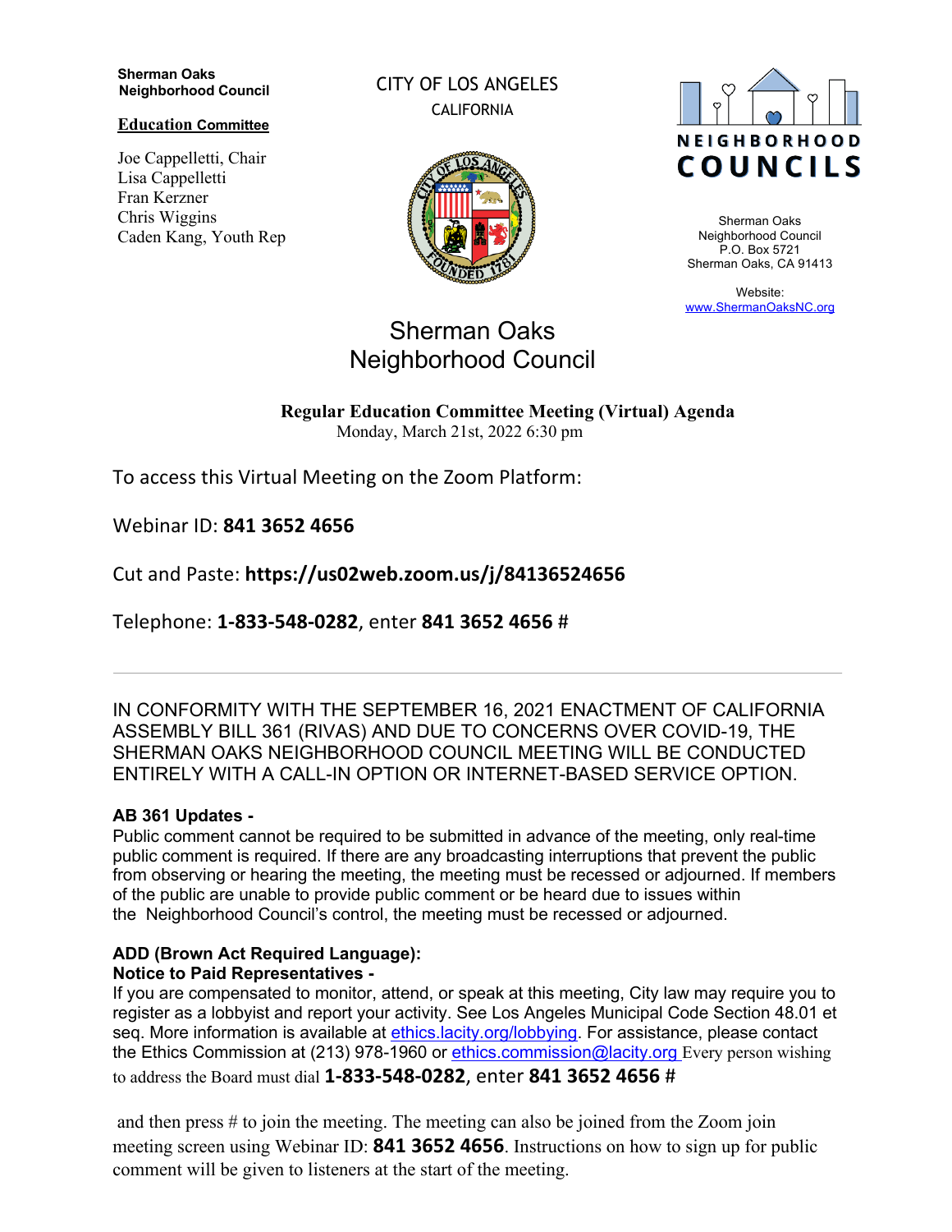**Sherman Oaks Neighborhood Council**

**Education Committee**

Joe Cappelletti, Chair
Lisa Cappelletti
Fran Kerzner
Chris Wiggins
Caden Kang, Youth Rep

CITY OF LOS ANGELES
CALIFORNIA

NEIGHBORHOOD COUNCILS

Sherman Oaks Neighborhood Council
P.O. Box 5721
Sherman Oaks, CA 91413

Website:
[www.ShermanOaksNC.org](http://www.ShermanOaksNC.org)

# Sherman Oaks Neighborhood Council

**Regular Education Committee Meeting (Virtual) Agenda**
Monday, March 21st, 2022 6:30 pm

To access this Virtual Meeting on the Zoom Platform:

Webinar ID: **841 3652 4656**

Cut and Paste: **https://us02web.zoom.us/j/84136524656**

Telephone: **1-833-548-0282**, enter **841 3652 4656** #

---

IN CONFORMITY WITH THE SEPTEMBER 16, 2021 ENACTMENT OF CALIFORNIA ASSEMBLY BILL 361 (RIVAS) AND DUE TO CONCERNS OVER COVID-19, THE SHERMAN OAKS NEIGHBORHOOD COUNCIL MEETING WILL BE CONDUCTED ENTIRELY WITH A CALL-IN OPTION OR INTERNET-BASED SERVICE OPTION.

**AB 361 Updates -**
Public comment cannot be required to be submitted in advance of the meeting, only real-time public comment is required. If there are any broadcasting interruptions that prevent the public from observing or hearing the meeting, the meeting must be recessed or adjourned. If members of the public are unable to provide public comment or be heard due to issues within the Neighborhood Council's control, the meeting must be recessed or adjourned.

**ADD (Brown Act Required Language):**
**Notice to Paid Representatives -**
If you are compensated to monitor, attend, or speak at this meeting, City law may require you to register as a lobbyist and report your activity. See Los Angeles Municipal Code Section 48.01 et seq. More information is available at [ethics.lacity.org/lobbying](http://ethics.lacity.org/lobbying). For assistance, please contact the Ethics Commission at (213) 978-1960 or [ethics.commission@lacity.org](mailto:ethics.commission@lacity.org) Every person wishing to address the Board must dial **1-833-548-0282**, enter **841 3652 4656** #

and then press # to join the meeting. The meeting can also be joined from the Zoom join meeting screen using Webinar ID: **841 3652 4656**. Instructions on how to sign up for public comment will be given to listeners at the start of the meeting.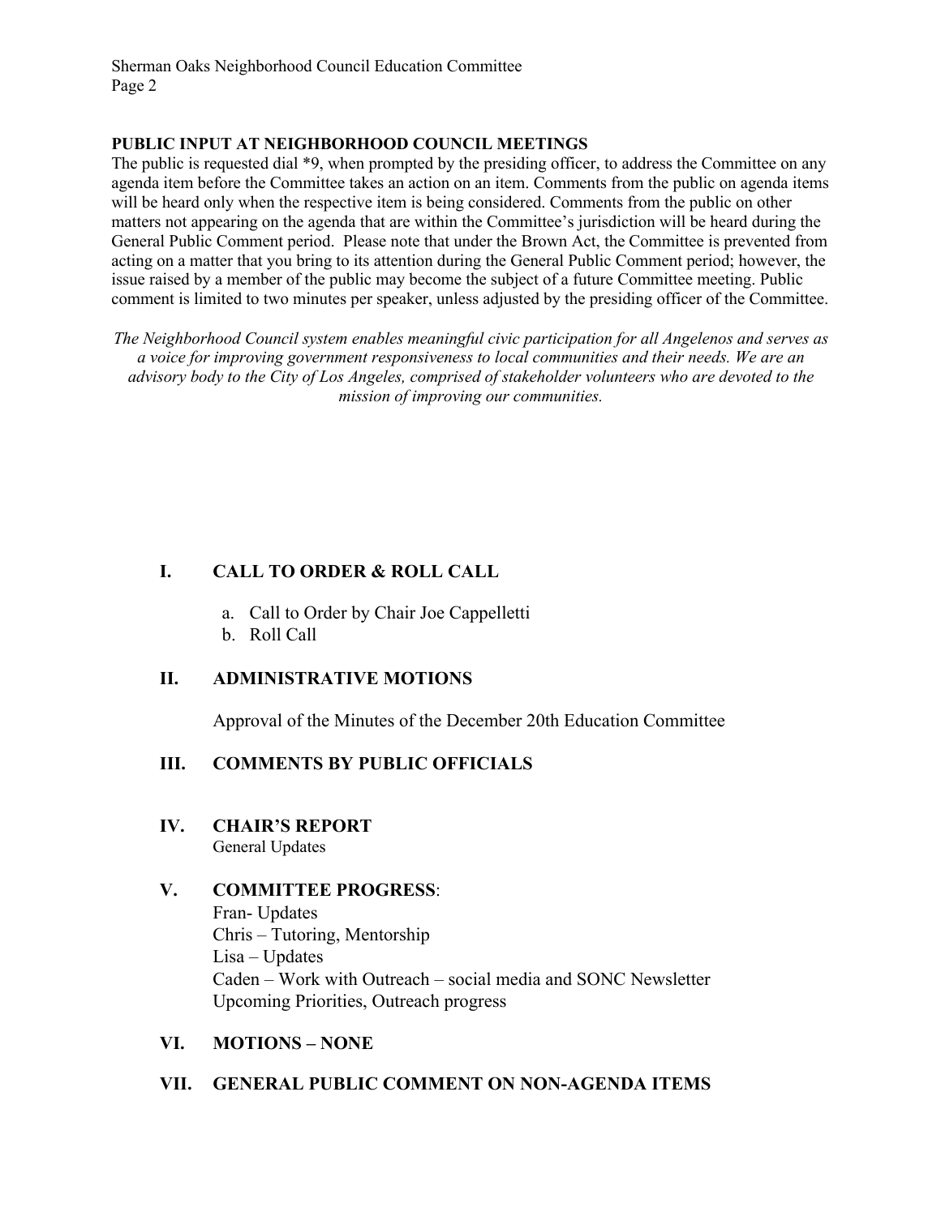**PUBLIC INPUT AT NEIGHBORHOOD COUNCIL MEETINGS**

The public is requested dial *9, when prompted by the presiding officer, to address the Committee on any agenda item before the Committee takes an action on an item. Comments from the public on agenda items will be heard only when the respective item is being considered. Comments from the public on other matters not appearing on the agenda that are within the Committee's jurisdiction will be heard during the General Public Comment period. Please note that under the Brown Act, the Committee is prevented from acting on a matter that you bring to its attention during the General Public Comment period; however, the issue raised by a member of the public may become the subject of a future Committee meeting. Public comment is limited to two minutes per speaker, unless adjusted by the presiding officer of the Committee.

*The Neighborhood Council system enables meaningful civic participation for all Angelenos and serves as a voice for improving government responsiveness to local communities and their needs. We are an advisory body to the City of Los Angeles, comprised of stakeholder volunteers who are devoted to the mission of improving our communities.*

## I. CALL TO ORDER & ROLL CALL

a. Call to Order by Chair Joe Cappelletti
b. Roll Call

## II. ADMINISTRATIVE MOTIONS

Approval of the Minutes of the December 20th Education Committee

## III. COMMENTS BY PUBLIC OFFICIALS

## IV. CHAIR'S REPORT

General Updates

## V. COMMITTEE PROGRESS:

Fran- Updates
Chris – Tutoring, Mentorship
Lisa – Updates
Caden – Work with Outreach – social media and SONC Newsletter
Upcoming Priorities, Outreach progress

## VI. MOTIONS – NONE

## VII. GENERAL PUBLIC COMMENT ON NON-AGENDA ITEMS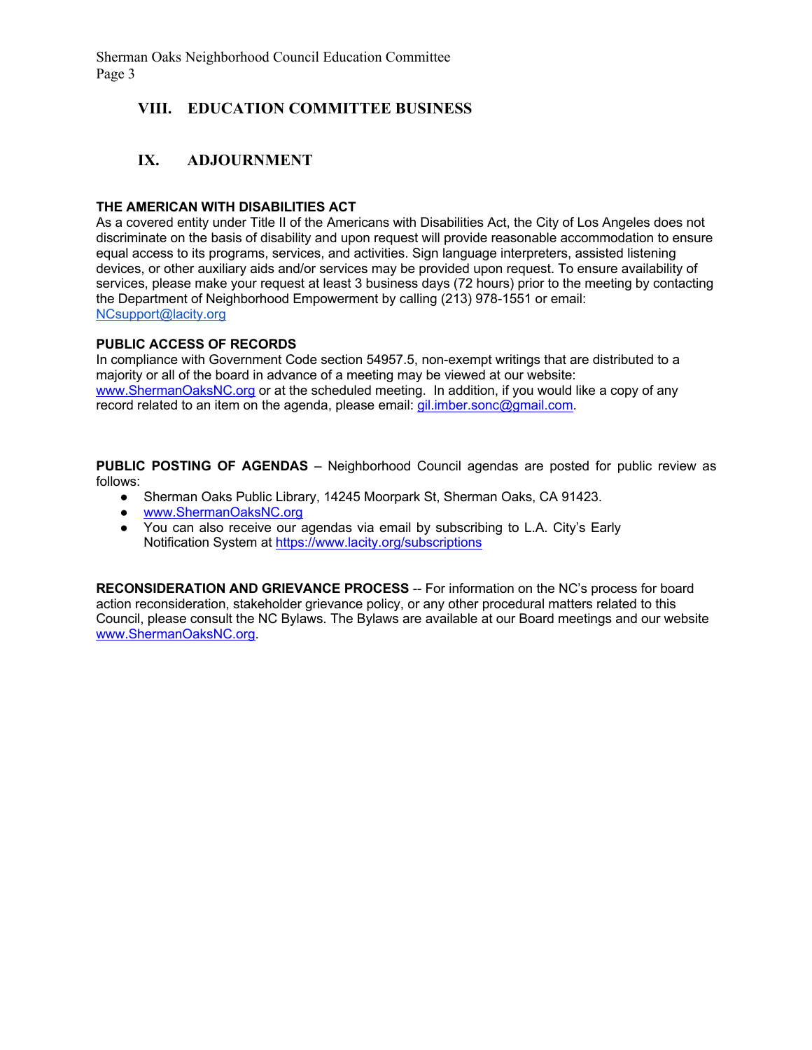## VIII. EDUCATION COMMITTEE BUSINESS

## IX. ADJOURNMENT

**THE AMERICAN WITH DISABILITIES ACT**
As a covered entity under Title II of the Americans with Disabilities Act, the City of Los Angeles does not discriminate on the basis of disability and upon request will provide reasonable accommodation to ensure equal access to its programs, services, and activities. Sign language interpreters, assisted listening devices, or other auxiliary aids and/or services may be provided upon request. To ensure availability of services, please make your request at least 3 business days (72 hours) prior to the meeting by contacting the Department of Neighborhood Empowerment by calling (213) 978-1551 or email: NCsupport@lacity.org

**PUBLIC ACCESS OF RECORDS**
In compliance with Government Code section 54957.5, non-exempt writings that are distributed to a majority or all of the board in advance of a meeting may be viewed at our website: www.ShermanOaksNC.org or at the scheduled meeting. In addition, if you would like a copy of any record related to an item on the agenda, please email: gil.imber.sonc@gmail.com.

**PUBLIC POSTING OF AGENDAS** – Neighborhood Council agendas are posted for public review as follows:

- Sherman Oaks Public Library, 14245 Moorpark St, Sherman Oaks, CA 91423.
- www.ShermanOaksNC.org
- You can also receive our agendas via email by subscribing to L.A. City's Early Notification System at https://www.lacity.org/subscriptions

**RECONSIDERATION AND GRIEVANCE PROCESS** -- For information on the NC's process for board action reconsideration, stakeholder grievance policy, or any other procedural matters related to this Council, please consult the NC Bylaws. The Bylaws are available at our Board meetings and our website www.ShermanOaksNC.org.